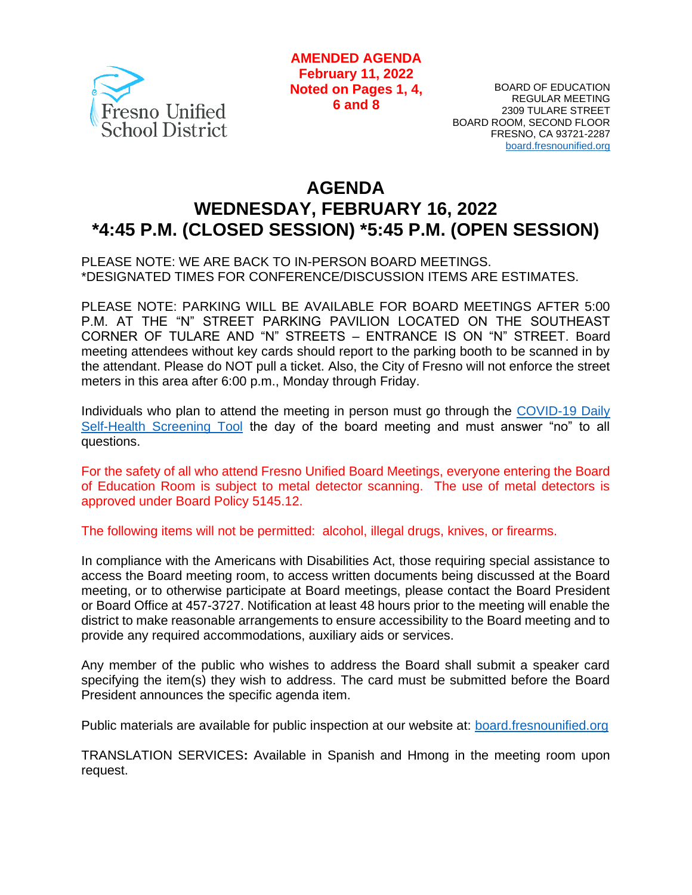Fresno Unified School District

**AMENDED AGENDA**
**February 11, 2022**
**Noted on Pages 1, 4, 6 and 8**

BOARD OF EDUCATION
REGULAR MEETING
2309 TULARE STREET
BOARD ROOM, SECOND FLOOR
FRESNO, CA 93721-2287
board.fresnounified.org

# AGENDA
# WEDNESDAY, FEBRUARY 16, 2022
# *4:45 P.M. (CLOSED SESSION) *5:45 P.M. (OPEN SESSION)

PLEASE NOTE: WE ARE BACK TO IN-PERSON BOARD MEETINGS.
*DESIGNATED TIMES FOR CONFERENCE/DISCUSSION ITEMS ARE ESTIMATES.

PLEASE NOTE: PARKING WILL BE AVAILABLE FOR BOARD MEETINGS AFTER 5:00 P.M. AT THE "N" STREET PARKING PAVILION LOCATED ON THE SOUTHEAST CORNER OF TULARE AND "N" STREETS – ENTRANCE IS ON "N" STREET. Board meeting attendees without key cards should report to the parking booth to be scanned in by the attendant. Please do NOT pull a ticket. Also, the City of Fresno will not enforce the street meters in this area after 6:00 p.m., Monday through Friday.

Individuals who plan to attend the meeting in person must go through the COVID-19 Daily Self-Health Screening Tool the day of the board meeting and must answer "no" to all questions.

For the safety of all who attend Fresno Unified Board Meetings, everyone entering the Board of Education Room is subject to metal detector scanning. The use of metal detectors is approved under Board Policy 5145.12.

The following items will not be permitted: alcohol, illegal drugs, knives, or firearms.

In compliance with the Americans with Disabilities Act, those requiring special assistance to access the Board meeting room, to access written documents being discussed at the Board meeting, or to otherwise participate at Board meetings, please contact the Board President or Board Office at 457-3727. Notification at least 48 hours prior to the meeting will enable the district to make reasonable arrangements to ensure accessibility to the Board meeting and to provide any required accommodations, auxiliary aids or services.

Any member of the public who wishes to address the Board shall submit a speaker card specifying the item(s) they wish to address. The card must be submitted before the Board President announces the specific agenda item.

Public materials are available for public inspection at our website at: board.fresnounified.org

TRANSLATION SERVICES**:** Available in Spanish and Hmong in the meeting room upon request.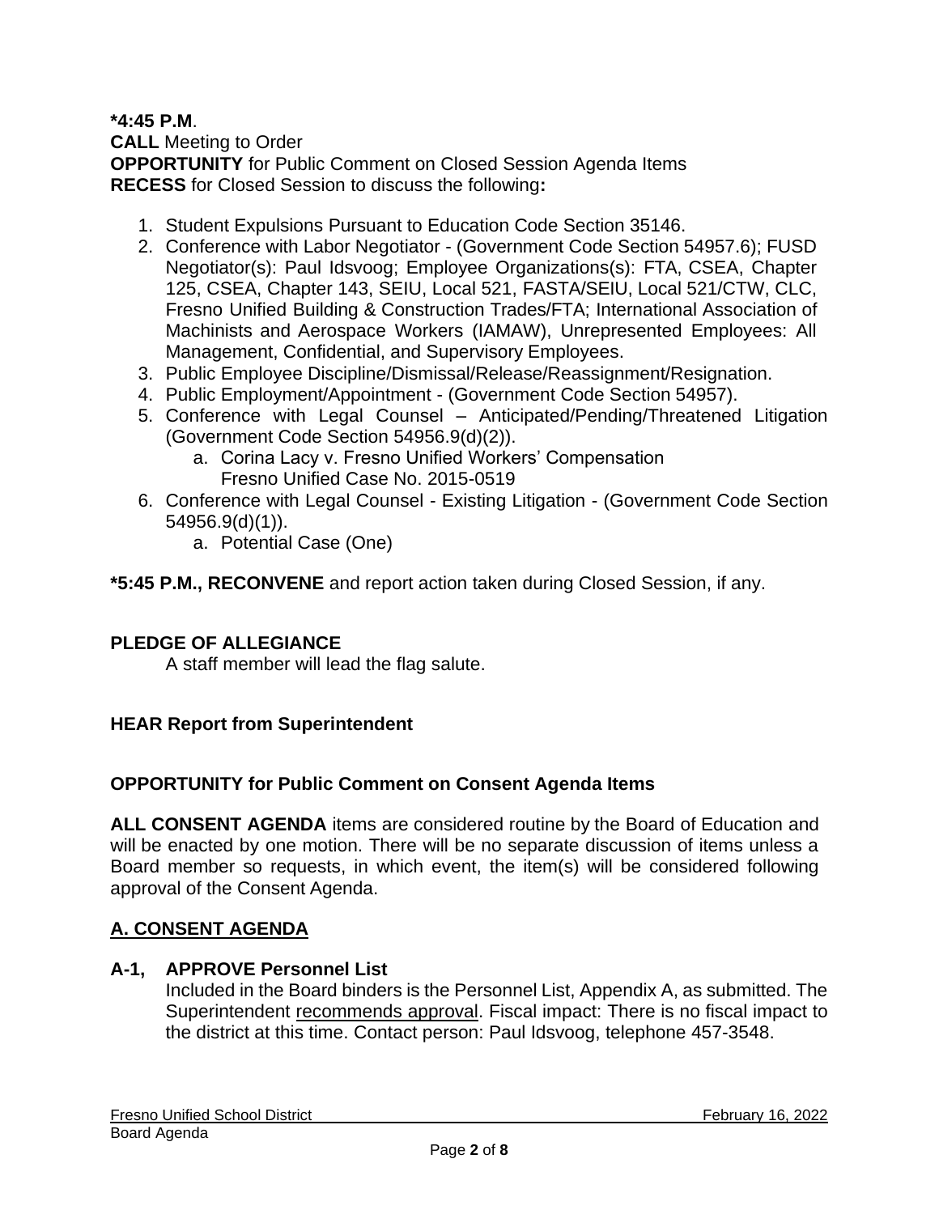**\*4:45 P.M**.
**CALL** Meeting to Order
**OPPORTUNITY** for Public Comment on Closed Session Agenda Items
**RECESS** for Closed Session to discuss the following**:**

1. Student Expulsions Pursuant to Education Code Section 35146.
2. Conference with Labor Negotiator - (Government Code Section 54957.6); FUSD Negotiator(s): Paul Idsvoog; Employee Organizations(s): FTA, CSEA, Chapter 125, CSEA, Chapter 143, SEIU, Local 521, FASTA/SEIU, Local 521/CTW, CLC, Fresno Unified Building & Construction Trades/FTA; International Association of Machinists and Aerospace Workers (IAMAW), Unrepresented Employees: All Management, Confidential, and Supervisory Employees.
3. Public Employee Discipline/Dismissal/Release/Reassignment/Resignation.
4. Public Employment/Appointment - (Government Code Section 54957).
5. Conference with Legal Counsel – Anticipated/Pending/Threatened Litigation (Government Code Section 54956.9(d)(2)).
   a. Corina Lacy v. Fresno Unified Workers' Compensation
      Fresno Unified Case No. 2015-0519
6. Conference with Legal Counsel - Existing Litigation - (Government Code Section 54956.9(d)(1)).
   a. Potential Case (One)

**\*5:45 P.M., RECONVENE** and report action taken during Closed Session, if any.

**PLEDGE OF ALLEGIANCE**
A staff member will lead the flag salute.

**HEAR Report from Superintendent**

**OPPORTUNITY for Public Comment on Consent Agenda Items**

**ALL CONSENT AGENDA** items are considered routine by the Board of Education and will be enacted by one motion. There will be no separate discussion of items unless a Board member so requests, in which event, the item(s) will be considered following approval of the Consent Agenda.

## A. CONSENT AGENDA

**A-1, APPROVE Personnel List**
Included in the Board binders is the Personnel List, Appendix A, as submitted. The Superintendent recommends approval. Fiscal impact: There is no fiscal impact to the district at this time. Contact person: Paul Idsvoog, telephone 457-3548.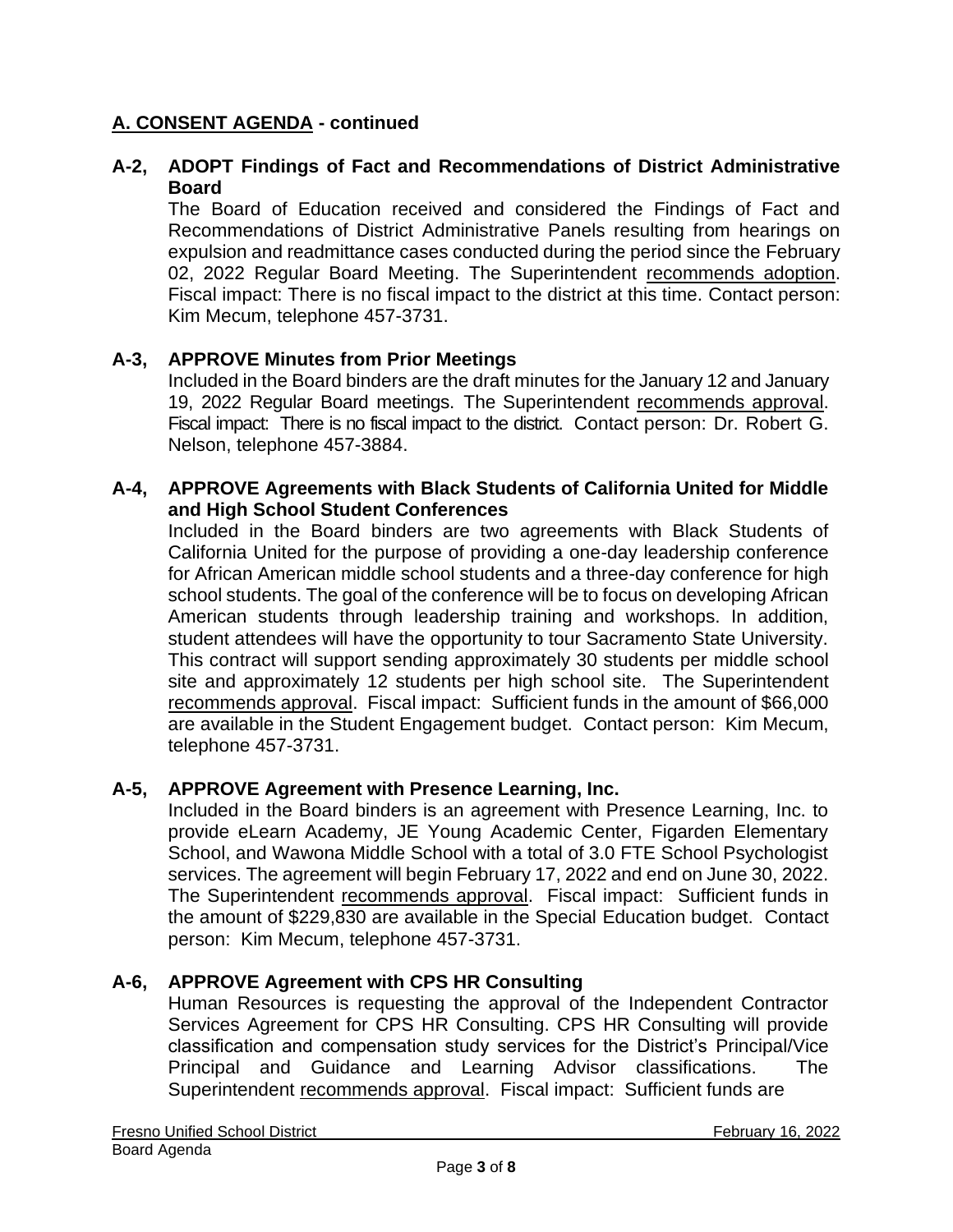## A. CONSENT AGENDA - continued

### A-2, ADOPT Findings of Fact and Recommendations of District Administrative Board

The Board of Education received and considered the Findings of Fact and Recommendations of District Administrative Panels resulting from hearings on expulsion and readmittance cases conducted during the period since the February 02, 2022 Regular Board Meeting. The Superintendent recommends adoption. Fiscal impact: There is no fiscal impact to the district at this time. Contact person: Kim Mecum, telephone 457-3731.

### A-3, APPROVE Minutes from Prior Meetings

Included in the Board binders are the draft minutes for the January 12 and January 19, 2022 Regular Board meetings. The Superintendent recommends approval. Fiscal impact: There is no fiscal impact to the district. Contact person: Dr. Robert G. Nelson, telephone 457-3884.

### A-4, APPROVE Agreements with Black Students of California United for Middle and High School Student Conferences

Included in the Board binders are two agreements with Black Students of California United for the purpose of providing a one-day leadership conference for African American middle school students and a three-day conference for high school students. The goal of the conference will be to focus on developing African American students through leadership training and workshops. In addition, student attendees will have the opportunity to tour Sacramento State University. This contract will support sending approximately 30 students per middle school site and approximately 12 students per high school site. The Superintendent recommends approval. Fiscal impact: Sufficient funds in the amount of $66,000 are available in the Student Engagement budget. Contact person: Kim Mecum, telephone 457-3731.

### A-5, APPROVE Agreement with Presence Learning, Inc.

Included in the Board binders is an agreement with Presence Learning, Inc. to provide eLearn Academy, JE Young Academic Center, Figarden Elementary School, and Wawona Middle School with a total of 3.0 FTE School Psychologist services. The agreement will begin February 17, 2022 and end on June 30, 2022. The Superintendent recommends approval. Fiscal impact: Sufficient funds in the amount of $229,830 are available in the Special Education budget. Contact person: Kim Mecum, telephone 457-3731.

### A-6, APPROVE Agreement with CPS HR Consulting

Human Resources is requesting the approval of the Independent Contractor Services Agreement for CPS HR Consulting. CPS HR Consulting will provide classification and compensation study services for the District's Principal/Vice Principal and Guidance and Learning Advisor classifications. The Superintendent recommends approval. Fiscal impact: Sufficient funds are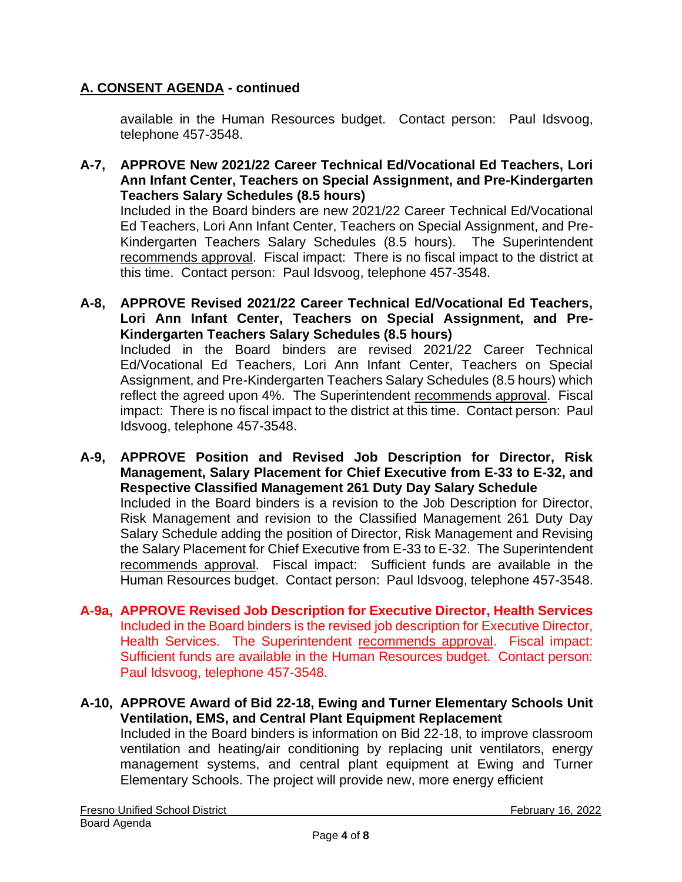## A. CONSENT AGENDA - continued

available in the Human Resources budget. Contact person: Paul Idsvoog, telephone 457-3548.

**A-7, APPROVE New 2021/22 Career Technical Ed/Vocational Ed Teachers, Lori Ann Infant Center, Teachers on Special Assignment, and Pre-Kindergarten Teachers Salary Schedules (8.5 hours)**
Included in the Board binders are new 2021/22 Career Technical Ed/Vocational Ed Teachers, Lori Ann Infant Center, Teachers on Special Assignment, and Pre-Kindergarten Teachers Salary Schedules (8.5 hours). The Superintendent recommends approval. Fiscal impact: There is no fiscal impact to the district at this time. Contact person: Paul Idsvoog, telephone 457-3548.

**A-8, APPROVE Revised 2021/22 Career Technical Ed/Vocational Ed Teachers, Lori Ann Infant Center, Teachers on Special Assignment, and Pre-Kindergarten Teachers Salary Schedules (8.5 hours)**
Included in the Board binders are revised 2021/22 Career Technical Ed/Vocational Ed Teachers, Lori Ann Infant Center, Teachers on Special Assignment, and Pre-Kindergarten Teachers Salary Schedules (8.5 hours) which reflect the agreed upon 4%. The Superintendent recommends approval. Fiscal impact: There is no fiscal impact to the district at this time. Contact person: Paul Idsvoog, telephone 457-3548.

**A-9, APPROVE Position and Revised Job Description for Director, Risk Management, Salary Placement for Chief Executive from E-33 to E-32, and Respective Classified Management 261 Duty Day Salary Schedule**
Included in the Board binders is a revision to the Job Description for Director, Risk Management and revision to the Classified Management 261 Duty Day Salary Schedule adding the position of Director, Risk Management and Revising the Salary Placement for Chief Executive from E-33 to E-32. The Superintendent recommends approval. Fiscal impact: Sufficient funds are available in the Human Resources budget. Contact person: Paul Idsvoog, telephone 457-3548.

**A-9a, APPROVE Revised Job Description for Executive Director, Health Services**
Included in the Board binders is the revised job description for Executive Director, Health Services. The Superintendent recommends approval. Fiscal impact: Sufficient funds are available in the Human Resources budget. Contact person: Paul Idsvoog, telephone 457-3548.

**A-10, APPROVE Award of Bid 22-18, Ewing and Turner Elementary Schools Unit Ventilation, EMS, and Central Plant Equipment Replacement**
Included in the Board binders is information on Bid 22-18, to improve classroom ventilation and heating/air conditioning by replacing unit ventilators, energy management systems, and central plant equipment at Ewing and Turner Elementary Schools. The project will provide new, more energy efficient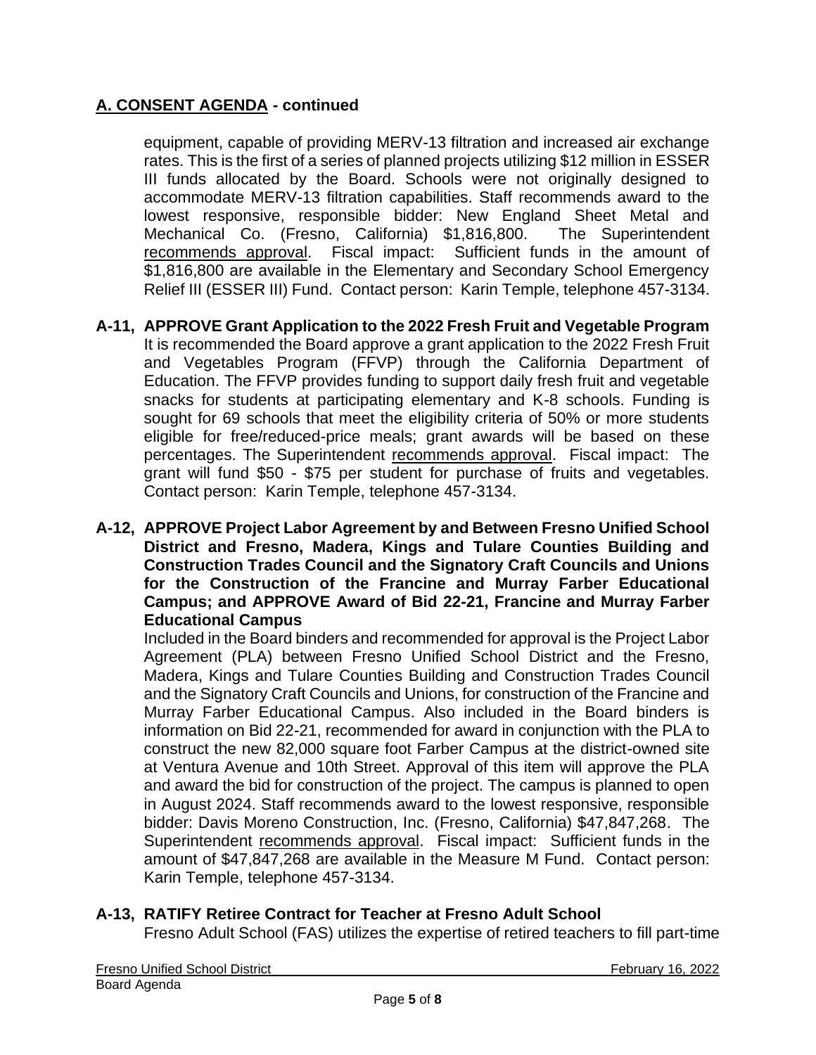## A. CONSENT AGENDA - continued

equipment, capable of providing MERV-13 filtration and increased air exchange rates. This is the first of a series of planned projects utilizing $12 million in ESSER III funds allocated by the Board. Schools were not originally designed to accommodate MERV-13 filtration capabilities. Staff recommends award to the lowest responsive, responsible bidder: New England Sheet Metal and Mechanical Co. (Fresno, California) $1,816,800. The Superintendent recommends approval. Fiscal impact: Sufficient funds in the amount of $1,816,800 are available in the Elementary and Secondary School Emergency Relief III (ESSER III) Fund. Contact person: Karin Temple, telephone 457-3134.

**A-11, APPROVE Grant Application to the 2022 Fresh Fruit and Vegetable Program**
It is recommended the Board approve a grant application to the 2022 Fresh Fruit and Vegetables Program (FFVP) through the California Department of Education. The FFVP provides funding to support daily fresh fruit and vegetable snacks for students at participating elementary and K-8 schools. Funding is sought for 69 schools that meet the eligibility criteria of 50% or more students eligible for free/reduced-price meals; grant awards will be based on these percentages. The Superintendent recommends approval. Fiscal impact: The grant will fund $50 - $75 per student for purchase of fruits and vegetables. Contact person: Karin Temple, telephone 457-3134.

**A-12, APPROVE Project Labor Agreement by and Between Fresno Unified School District and Fresno, Madera, Kings and Tulare Counties Building and Construction Trades Council and the Signatory Craft Councils and Unions for the Construction of the Francine and Murray Farber Educational Campus; and APPROVE Award of Bid 22-21, Francine and Murray Farber Educational Campus**
Included in the Board binders and recommended for approval is the Project Labor Agreement (PLA) between Fresno Unified School District and the Fresno, Madera, Kings and Tulare Counties Building and Construction Trades Council and the Signatory Craft Councils and Unions, for construction of the Francine and Murray Farber Educational Campus. Also included in the Board binders is information on Bid 22-21, recommended for award in conjunction with the PLA to construct the new 82,000 square foot Farber Campus at the district-owned site at Ventura Avenue and 10th Street. Approval of this item will approve the PLA and award the bid for construction of the project. The campus is planned to open in August 2024. Staff recommends award to the lowest responsive, responsible bidder: Davis Moreno Construction, Inc. (Fresno, California) $47,847,268. The Superintendent recommends approval. Fiscal impact: Sufficient funds in the amount of $47,847,268 are available in the Measure M Fund. Contact person: Karin Temple, telephone 457-3134.

**A-13, RATIFY Retiree Contract for Teacher at Fresno Adult School**
Fresno Adult School (FAS) utilizes the expertise of retired teachers to fill part-time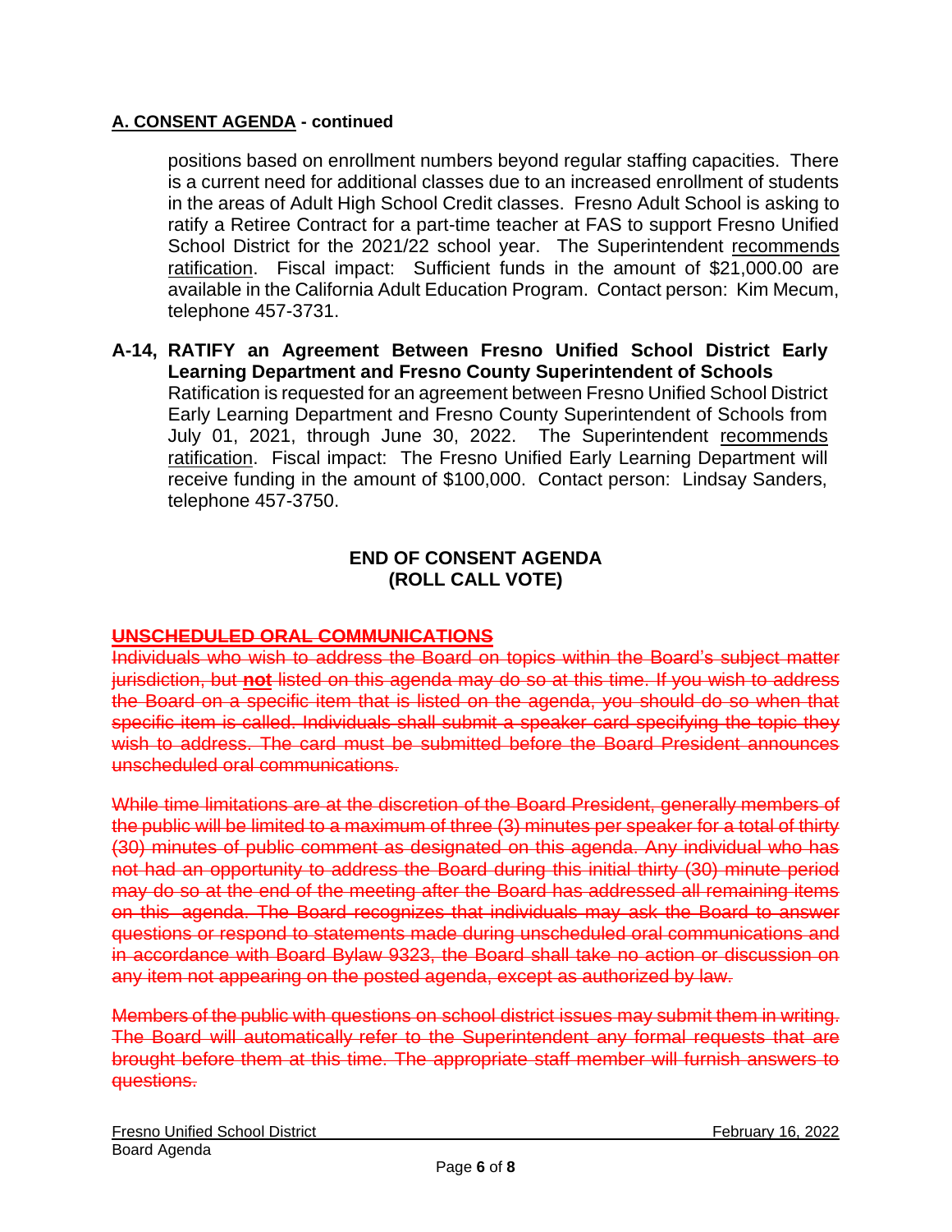## A. CONSENT AGENDA - continued

positions based on enrollment numbers beyond regular staffing capacities. There is a current need for additional classes due to an increased enrollment of students in the areas of Adult High School Credit classes. Fresno Adult School is asking to ratify a Retiree Contract for a part-time teacher at FAS to support Fresno Unified School District for the 2021/22 school year. The Superintendent recommends ratification. Fiscal impact: Sufficient funds in the amount of $21,000.00 are available in the California Adult Education Program. Contact person: Kim Mecum, telephone 457-3731.

**A-14, RATIFY an Agreement Between Fresno Unified School District Early Learning Department and Fresno County Superintendent of Schools**
Ratification is requested for an agreement between Fresno Unified School District Early Learning Department and Fresno County Superintendent of Schools from July 01, 2021, through June 30, 2022. The Superintendent recommends ratification. Fiscal impact: The Fresno Unified Early Learning Department will receive funding in the amount of $100,000. Contact person: Lindsay Sanders, telephone 457-3750.

**END OF CONSENT AGENDA**
**(ROLL CALL VOTE)**

## ~~UNSCHEDULED ORAL COMMUNICATIONS~~

~~Individuals who wish to address the Board on topics within the Board's subject matter jurisdiction, but **not** listed on this agenda may do so at this time. If you wish to address the Board on a specific item that is listed on the agenda, you should do so when that specific item is called. Individuals shall submit a speaker card specifying the topic they wish to address. The card must be submitted before the Board President announces unscheduled oral communications.~~

~~While time limitations are at the discretion of the Board President, generally members of the public will be limited to a maximum of three (3) minutes per speaker for a total of thirty (30) minutes of public comment as designated on this agenda. Any individual who has not had an opportunity to address the Board during this initial thirty (30) minute period may do so at the end of the meeting after the Board has addressed all remaining items on this agenda. The Board recognizes that individuals may ask the Board to answer questions or respond to statements made during unscheduled oral communications and in accordance with Board Bylaw 9323, the Board shall take no action or discussion on any item not appearing on the posted agenda, except as authorized by law.~~

~~Members of the public with questions on school district issues may submit them in writing. The Board will automatically refer to the Superintendent any formal requests that are brought before them at this time. The appropriate staff member will furnish answers to questions.~~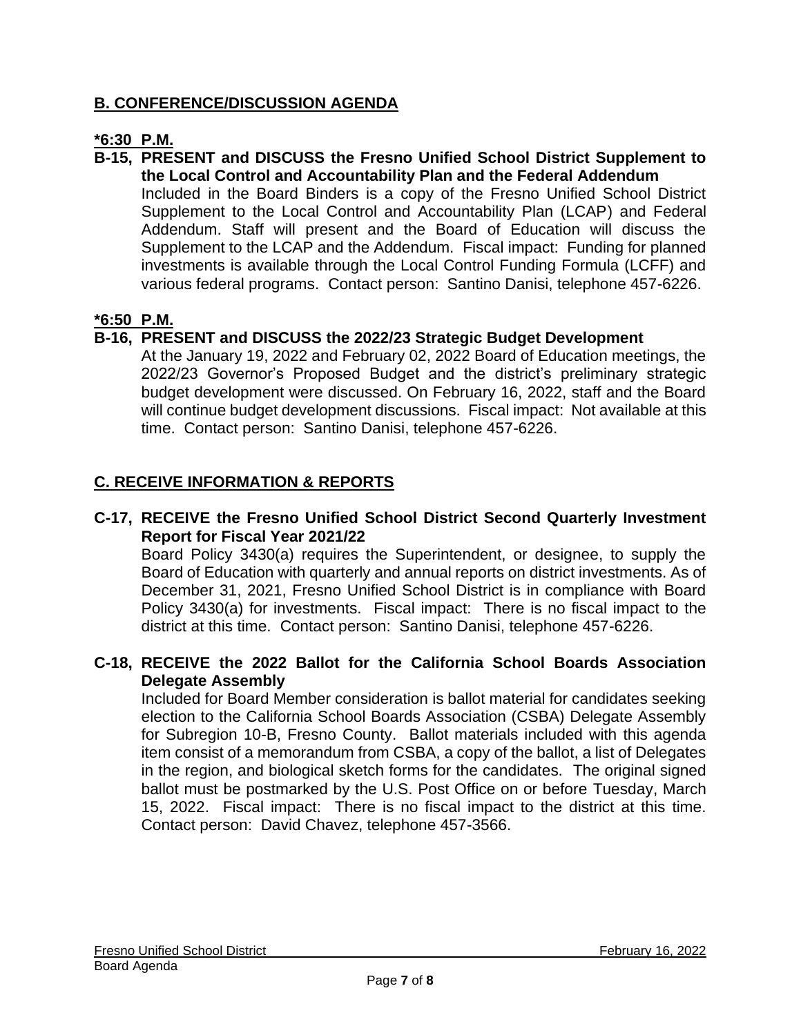## B. CONFERENCE/DISCUSSION AGENDA

**\*6:30 P.M.**

**B-15, PRESENT and DISCUSS the Fresno Unified School District Supplement to the Local Control and Accountability Plan and the Federal Addendum**

Included in the Board Binders is a copy of the Fresno Unified School District Supplement to the Local Control and Accountability Plan (LCAP) and Federal Addendum. Staff will present and the Board of Education will discuss the Supplement to the LCAP and the Addendum. Fiscal impact: Funding for planned investments is available through the Local Control Funding Formula (LCFF) and various federal programs. Contact person: Santino Danisi, telephone 457-6226.

**\*6:50 P.M.**

**B-16, PRESENT and DISCUSS the 2022/23 Strategic Budget Development**

At the January 19, 2022 and February 02, 2022 Board of Education meetings, the 2022/23 Governor's Proposed Budget and the district's preliminary strategic budget development were discussed. On February 16, 2022, staff and the Board will continue budget development discussions. Fiscal impact: Not available at this time. Contact person: Santino Danisi, telephone 457-6226.

## C. RECEIVE INFORMATION & REPORTS

**C-17, RECEIVE the Fresno Unified School District Second Quarterly Investment Report for Fiscal Year 2021/22**

Board Policy 3430(a) requires the Superintendent, or designee, to supply the Board of Education with quarterly and annual reports on district investments. As of December 31, 2021, Fresno Unified School District is in compliance with Board Policy 3430(a) for investments. Fiscal impact: There is no fiscal impact to the district at this time. Contact person: Santino Danisi, telephone 457-6226.

**C-18, RECEIVE the 2022 Ballot for the California School Boards Association Delegate Assembly**

Included for Board Member consideration is ballot material for candidates seeking election to the California School Boards Association (CSBA) Delegate Assembly for Subregion 10-B, Fresno County. Ballot materials included with this agenda item consist of a memorandum from CSBA, a copy of the ballot, a list of Delegates in the region, and biological sketch forms for the candidates. The original signed ballot must be postmarked by the U.S. Post Office on or before Tuesday, March 15, 2022. Fiscal impact: There is no fiscal impact to the district at this time. Contact person: David Chavez, telephone 457-3566.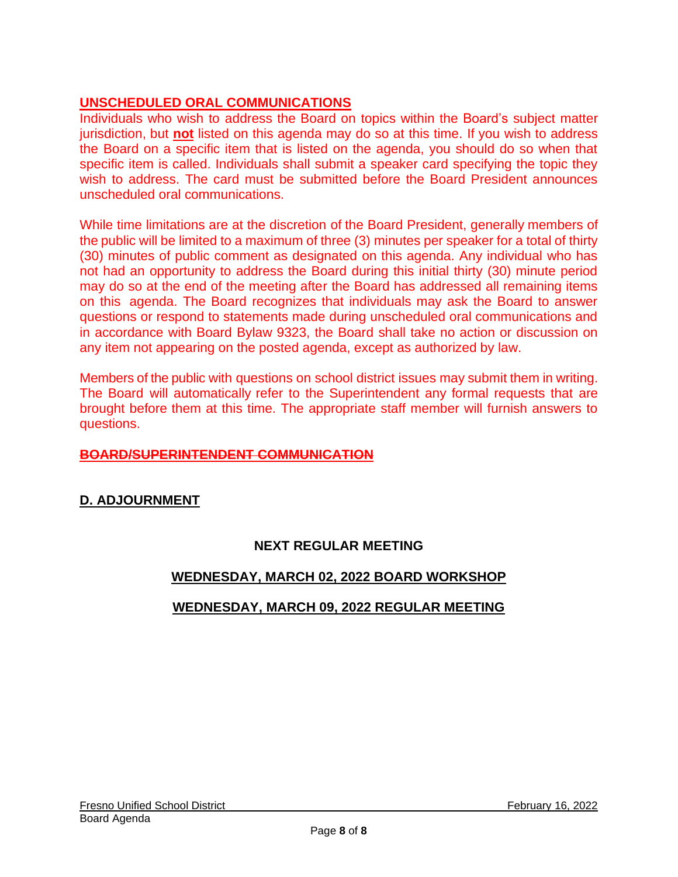**UNSCHEDULED ORAL COMMUNICATIONS**

Individuals who wish to address the Board on topics within the Board's subject matter jurisdiction, but **not** listed on this agenda may do so at this time. If you wish to address the Board on a specific item that is listed on the agenda, you should do so when that specific item is called. Individuals shall submit a speaker card specifying the topic they wish to address. The card must be submitted before the Board President announces unscheduled oral communications.

While time limitations are at the discretion of the Board President, generally members of the public will be limited to a maximum of three (3) minutes per speaker for a total of thirty (30) minutes of public comment as designated on this agenda. Any individual who has not had an opportunity to address the Board during this initial thirty (30) minute period may do so at the end of the meeting after the Board has addressed all remaining items on this agenda. The Board recognizes that individuals may ask the Board to answer questions or respond to statements made during unscheduled oral communications and in accordance with Board Bylaw 9323, the Board shall take no action or discussion on any item not appearing on the posted agenda, except as authorized by law.

Members of the public with questions on school district issues may submit them in writing. The Board will automatically refer to the Superintendent any formal requests that are brought before them at this time. The appropriate staff member will furnish answers to questions.

~~**BOARD/SUPERINTENDENT COMMUNICATION**~~

**D. ADJOURNMENT**

**NEXT REGULAR MEETING**

**WEDNESDAY, MARCH 02, 2022 BOARD WORKSHOP**

**WEDNESDAY, MARCH 09, 2022 REGULAR MEETING**